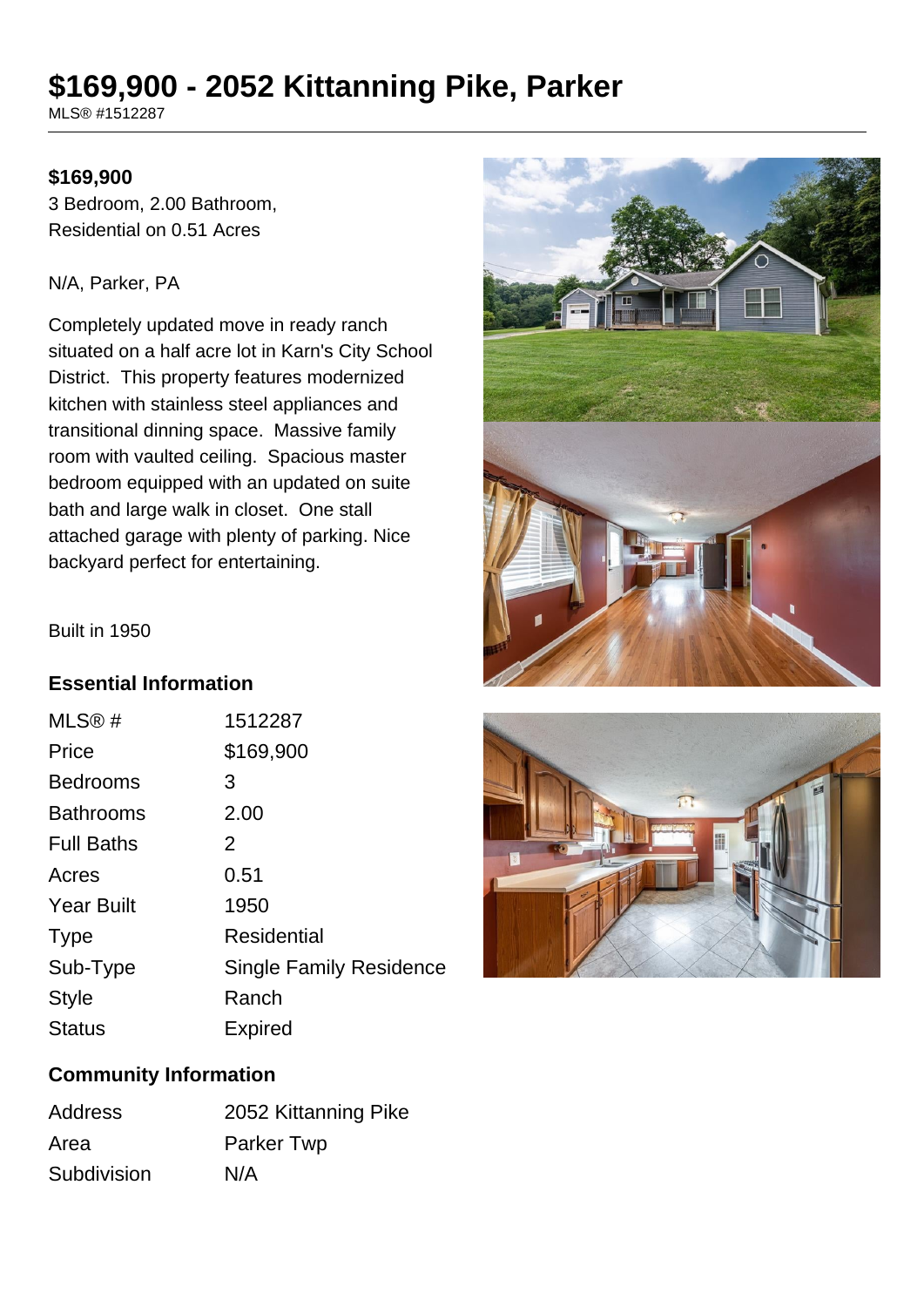# $169,900 - 2052 Kittanning Pike, Parker

MLS® #1512287

**$169,900**

3 Bedroom, 2.00 Bathroom, Residential on 0.51 Acres

N/A, Parker, PA

Completely updated move in ready ranch situated on a half acre lot in Karn's City School District. This property features modernized kitchen with stainless steel appliances and transitional dinning space. Massive family room with vaulted ceiling. Spacious master bedroom equipped with an updated on suite bath and large walk in closet. One stall attached garage with plenty of parking. Nice backyard perfect for entertaining.

Built in 1950

## Essential Information

| | |
|---|---|
| MLS® # | 1512287 |
| Price | $169,900 |
| Bedrooms | 3 |
| Bathrooms | 2.00 |
| Full Baths | 2 |
| Acres | 0.51 |
| Year Built | 1950 |
| Type | Residential |
| Sub-Type | Single Family Residence |
| Style | Ranch |
| Status | Expired |

## Community Information

| | |
|---|---|
| Address | 2052 Kittanning Pike |
| Area | Parker Twp |
| Subdivision | N/A |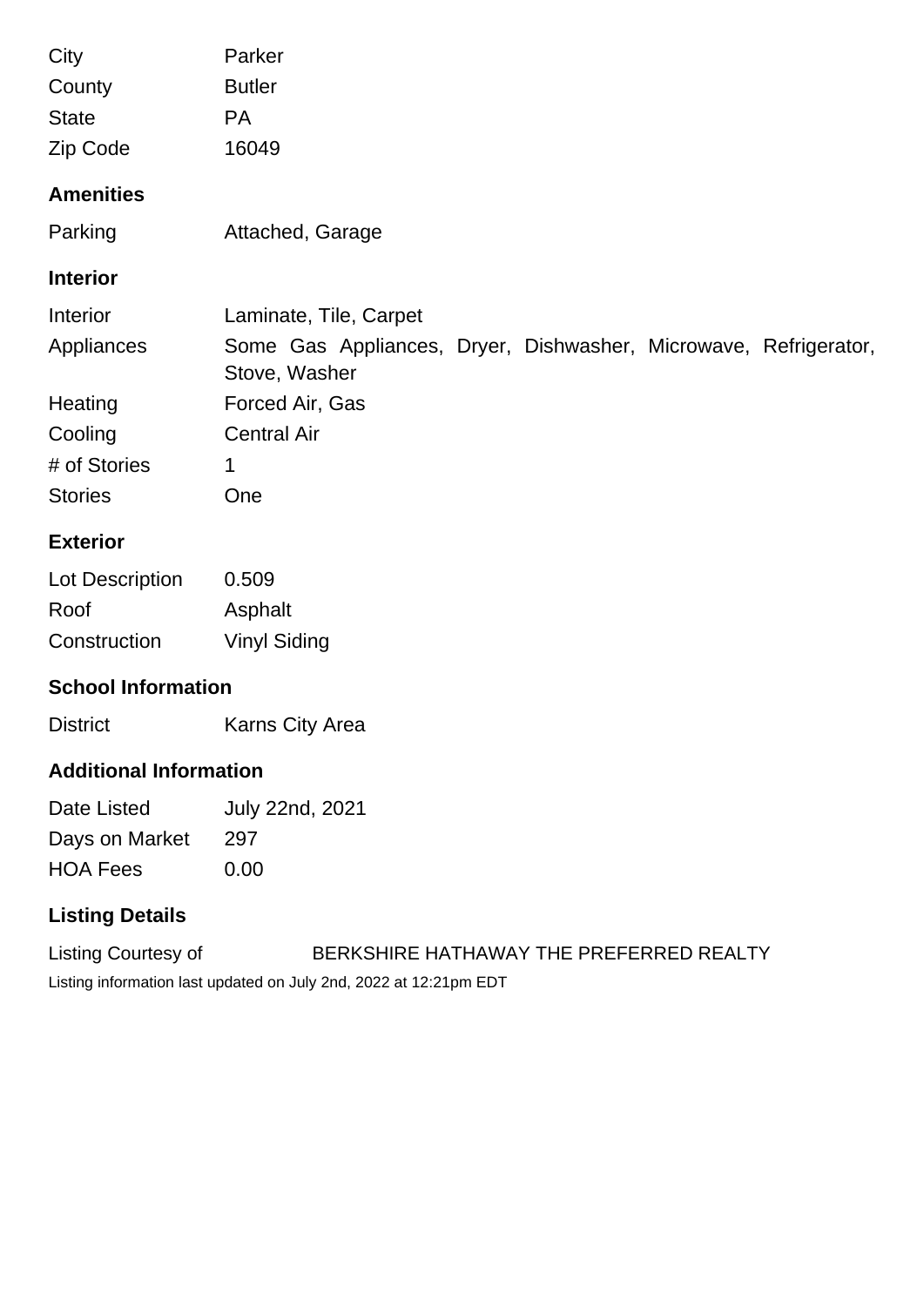| | |
|---|---|
| City | Parker |
| County | Butler |
| State | PA |
| Zip Code | 16049 |

### Amenities

| | |
|---|---|
| Parking | Attached, Garage |

### Interior

| | |
|---|---|
| Interior | Laminate, Tile, Carpet |
| Appliances | Some Gas Appliances, Dryer, Dishwasher, Microwave, Refrigerator, Stove, Washer |
| Heating | Forced Air, Gas |
| Cooling | Central Air |
| # of Stories | 1 |
| Stories | One |

### Exterior

| | |
|---|---|
| Lot Description | 0.509 |
| Roof | Asphalt |
| Construction | Vinyl Siding |

### School Information

| | |
|---|---|
| District | Karns City Area |

### Additional Information

| | |
|---|---|
| Date Listed | July 22nd, 2021 |
| Days on Market | 297 |
| HOA Fees | 0.00 |

### Listing Details

| | |
|---|---|
| Listing Courtesy of | BERKSHIRE HATHAWAY THE PREFERRED REALTY |

Listing information last updated on July 2nd, 2022 at 12:21pm EDT